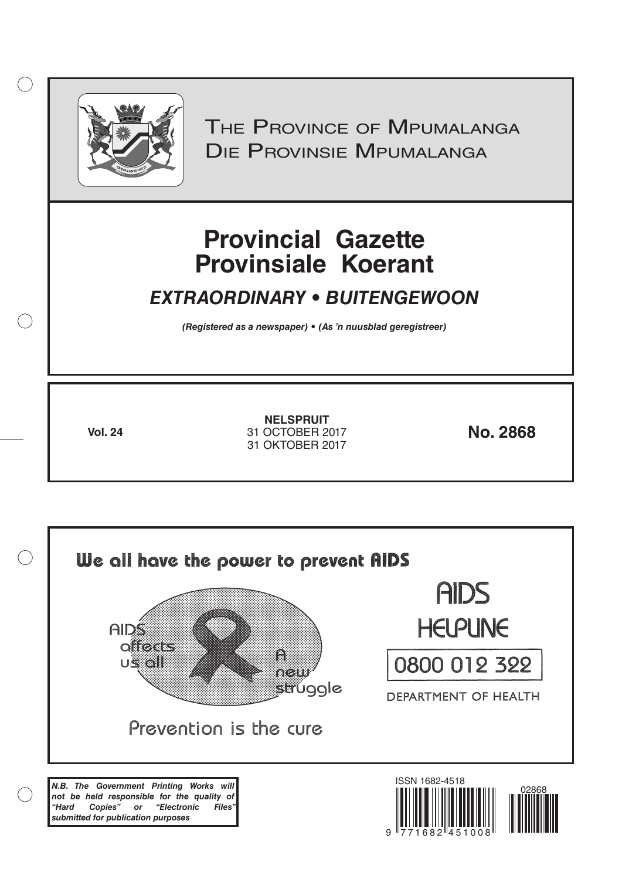THE PROVINCE OF MPUMALANGA
DIE PROVINSIE MPUMALANGA

# Provincial Gazette
# Provinsiale Koerant

## *EXTRAORDINARY • BUITENGEWOON*

***(Registered as a newspaper) • (As 'n nuusblad geregistreer)***

**Vol. 24**

**NELSPRUIT**
31 OCTOBER 2017
31 OKTOBER 2017

**No. 2868**

We all have the power to prevent AIDS

AIDS affects us all

A new struggle

Prevention is the cure

AIDS HELPLINE

0800 012 322

DEPARTMENT OF HEALTH

***N.B. The Government Printing Works will not be held responsible for the quality of "Hard Copies" or "Electronic Files" submitted for publication purposes***

ISSN 1682-4518

02868

9 771682 451008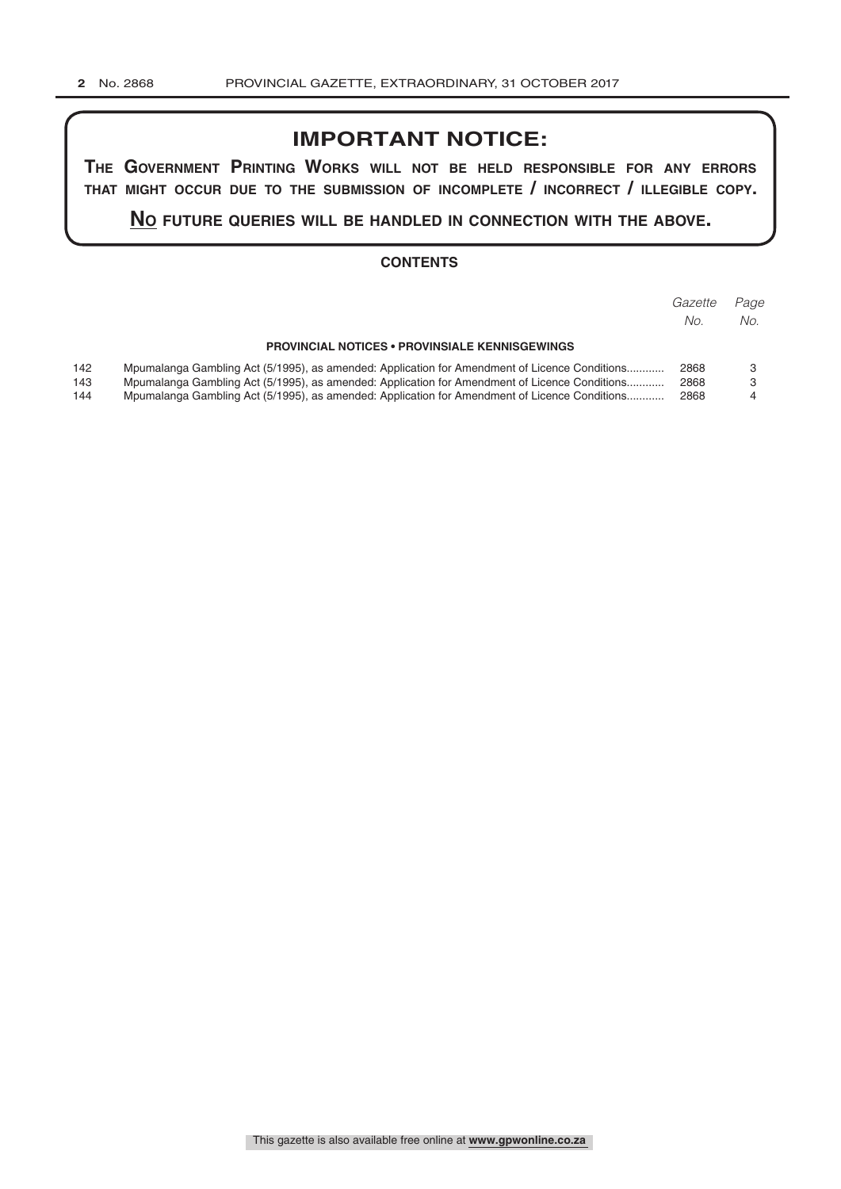## IMPORTANT NOTICE:

**THE GOVERNMENT PRINTING WORKS WILL NOT BE HELD RESPONSIBLE FOR ANY ERRORS THAT MIGHT OCCUR DUE TO THE SUBMISSION OF INCOMPLETE / INCORRECT / ILLEGIBLE COPY.**

**NO FUTURE QUERIES WILL BE HANDLED IN CONNECTION WITH THE ABOVE.**

### CONTENTS

| | | *Gazette No.* | *Page No.* |
|---|---|---|---|
| | **PROVINCIAL NOTICES • PROVINSIALE KENNISGEWINGS** | | |
| 142 | Mpumalanga Gambling Act (5/1995), as amended: Application for Amendment of Licence Conditions............ | 2868 | 3 |
| 143 | Mpumalanga Gambling Act (5/1995), as amended: Application for Amendment of Licence Conditions............ | 2868 | 3 |
| 144 | Mpumalanga Gambling Act (5/1995), as amended: Application for Amendment of Licence Conditions............ | 2868 | 4 |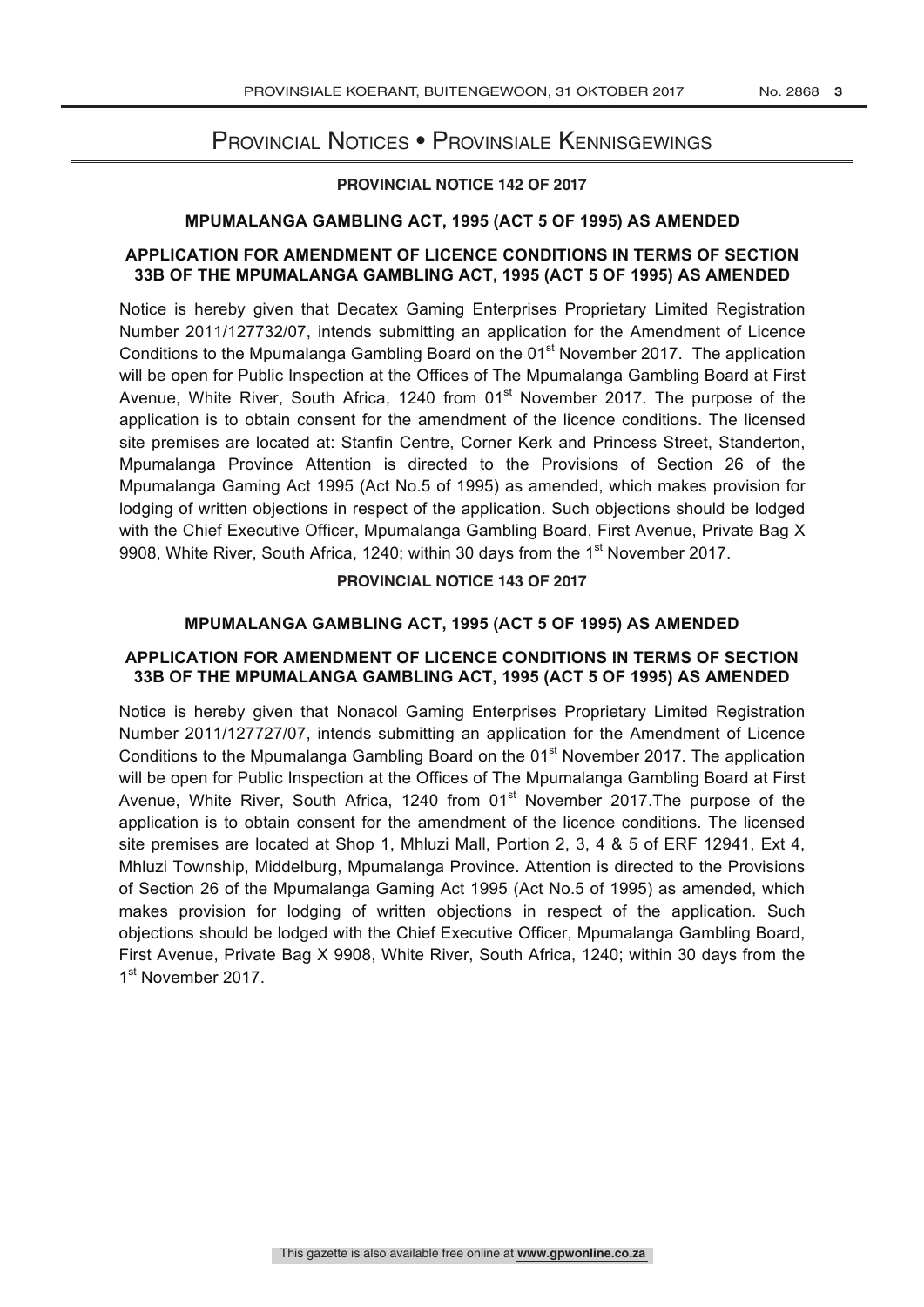# Provincial Notices • Provinsiale Kennisgewings

**PROVINCIAL NOTICE 142 OF 2017**

**MPUMALANGA GAMBLING ACT, 1995 (ACT 5 OF 1995) AS AMENDED**

**APPLICATION FOR AMENDMENT OF LICENCE CONDITIONS IN TERMS OF SECTION 33B OF THE MPUMALANGA GAMBLING ACT, 1995 (ACT 5 OF 1995) AS AMENDED**

Notice is hereby given that Decatex Gaming Enterprises Proprietary Limited Registration Number 2011/127732/07, intends submitting an application for the Amendment of Licence Conditions to the Mpumalanga Gambling Board on the 01st November 2017. The application will be open for Public Inspection at the Offices of The Mpumalanga Gambling Board at First Avenue, White River, South Africa, 1240 from 01st November 2017. The purpose of the application is to obtain consent for the amendment of the licence conditions. The licensed site premises are located at: Stanfin Centre, Corner Kerk and Princess Street, Standerton, Mpumalanga Province Attention is directed to the Provisions of Section 26 of the Mpumalanga Gaming Act 1995 (Act No.5 of 1995) as amended, which makes provision for lodging of written objections in respect of the application. Such objections should be lodged with the Chief Executive Officer, Mpumalanga Gambling Board, First Avenue, Private Bag X 9908, White River, South Africa, 1240; within 30 days from the 1st November 2017.

**PROVINCIAL NOTICE 143 OF 2017**

**MPUMALANGA GAMBLING ACT, 1995 (ACT 5 OF 1995) AS AMENDED**

**APPLICATION FOR AMENDMENT OF LICENCE CONDITIONS IN TERMS OF SECTION 33B OF THE MPUMALANGA GAMBLING ACT, 1995 (ACT 5 OF 1995) AS AMENDED**

Notice is hereby given that Nonacol Gaming Enterprises Proprietary Limited Registration Number 2011/127727/07, intends submitting an application for the Amendment of Licence Conditions to the Mpumalanga Gambling Board on the 01st November 2017. The application will be open for Public Inspection at the Offices of The Mpumalanga Gambling Board at First Avenue, White River, South Africa, 1240 from 01st November 2017.The purpose of the application is to obtain consent for the amendment of the licence conditions. The licensed site premises are located at Shop 1, Mhluzi Mall, Portion 2, 3, 4 & 5 of ERF 12941, Ext 4, Mhluzi Township, Middelburg, Mpumalanga Province. Attention is directed to the Provisions of Section 26 of the Mpumalanga Gaming Act 1995 (Act No.5 of 1995) as amended, which makes provision for lodging of written objections in respect of the application. Such objections should be lodged with the Chief Executive Officer, Mpumalanga Gambling Board, First Avenue, Private Bag X 9908, White River, South Africa, 1240; within 30 days from the 1st November 2017.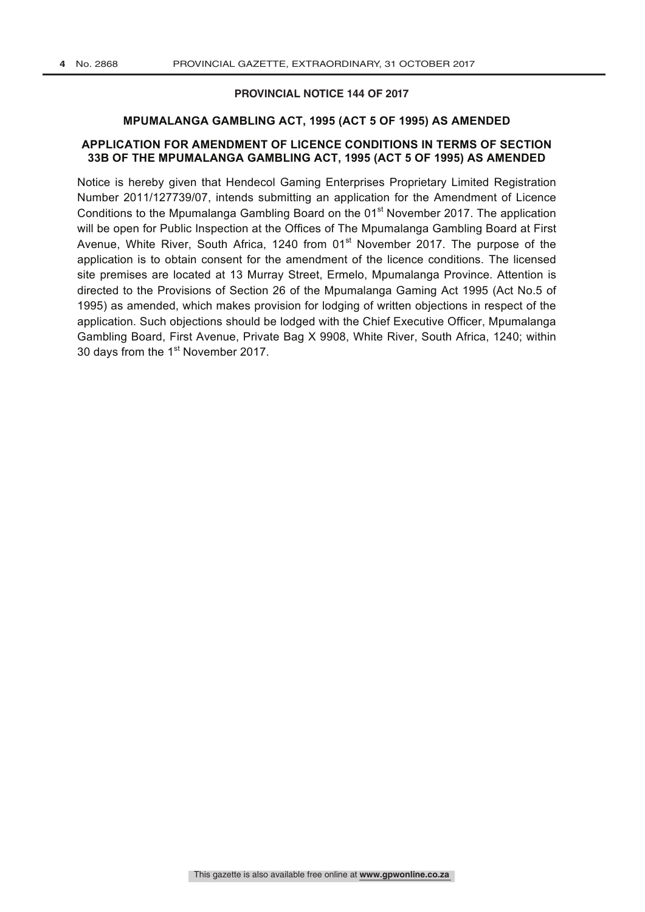**PROVINCIAL NOTICE 144 OF 2017**

**MPUMALANGA GAMBLING ACT, 1995 (ACT 5 OF 1995) AS AMENDED**

**APPLICATION FOR AMENDMENT OF LICENCE CONDITIONS IN TERMS OF SECTION 33B OF THE MPUMALANGA GAMBLING ACT, 1995 (ACT 5 OF 1995) AS AMENDED**

Notice is hereby given that Hendecol Gaming Enterprises Proprietary Limited Registration Number 2011/127739/07, intends submitting an application for the Amendment of Licence Conditions to the Mpumalanga Gambling Board on the 01st November 2017. The application will be open for Public Inspection at the Offices of The Mpumalanga Gambling Board at First Avenue, White River, South Africa, 1240 from 01st November 2017. The purpose of the application is to obtain consent for the amendment of the licence conditions. The licensed site premises are located at 13 Murray Street, Ermelo, Mpumalanga Province. Attention is directed to the Provisions of Section 26 of the Mpumalanga Gaming Act 1995 (Act No.5 of 1995) as amended, which makes provision for lodging of written objections in respect of the application. Such objections should be lodged with the Chief Executive Officer, Mpumalanga Gambling Board, First Avenue, Private Bag X 9908, White River, South Africa, 1240; within 30 days from the 1st November 2017.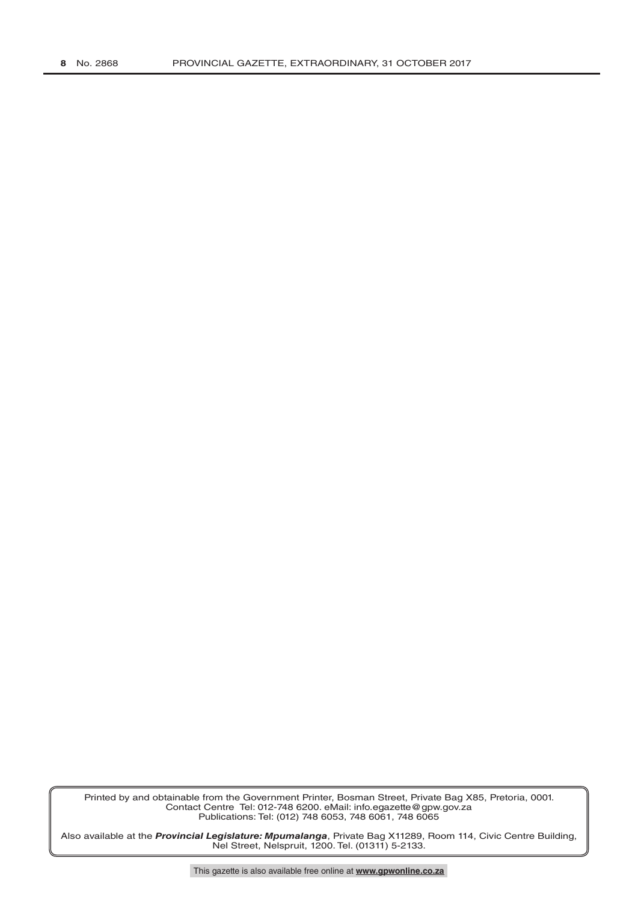Printed by and obtainable from the Government Printer, Bosman Street, Private Bag X85, Pretoria, 0001.
Contact Centre Tel: 012-748 6200. eMail: info.egazette@gpw.gov.za
Publications: Tel: (012) 748 6053, 748 6061, 748 6065

Also available at the ***Provincial Legislature: Mpumalanga***, Private Bag X11289, Room 114, Civic Centre Building, Nel Street, Nelspruit, 1200. Tel. (01311) 5-2133.

This gazette is also available free online at **www.gpwonline.co.za**